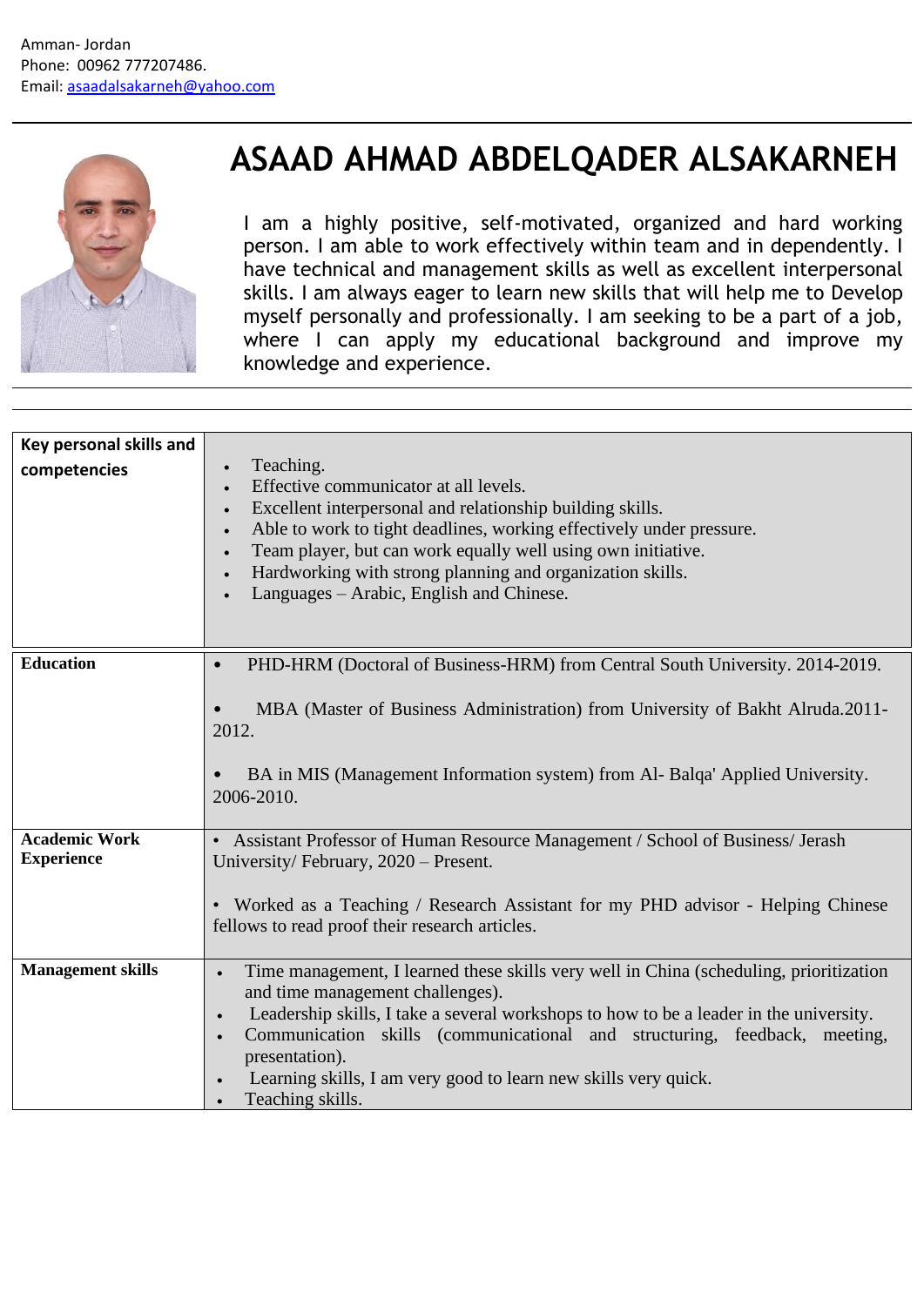Amman- Jordan
Phone: 00962 777207486.
Email: asaadalsakarneh@yahoo.com

# ASAAD AHMAD ABDELQADER ALSAKARNEH

I am a highly positive, self-motivated, organized and hard working person. I am able to work effectively within team and in dependently. I have technical and management skills as well as excellent interpersonal skills. I am always eager to learn new skills that will help me to Develop myself personally and professionally. I am seeking to be a part of a job, where I can apply my educational background and improve my knowledge and experience.

| **Key personal skills and competencies** | • Teaching.<br>• Effective communicator at all levels.<br>• Excellent interpersonal and relationship building skills.<br>• Able to work to tight deadlines, working effectively under pressure.<br>• Team player, but can work equally well using own initiative.<br>• Hardworking with strong planning and organization skills.<br>• Languages – Arabic, English and Chinese. |
|---|---|
| **Education** | • PHD-HRM (Doctoral of Business-HRM) from Central South University. 2014-2019.<br><br>• MBA (Master of Business Administration) from University of Bakht Alruda.2011-2012.<br><br>• BA in MIS (Management Information system) from Al- Balqa' Applied University. 2006-2010. |
| **Academic Work Experience** | • Assistant Professor of Human Resource Management / School of Business/ Jerash University/ February, 2020 – Present.<br><br>• Worked as a Teaching / Research Assistant for my PHD advisor - Helping Chinese fellows to read proof their research articles. |
| **Management skills** | • Time management, I learned these skills very well in China (scheduling, prioritization and time management challenges).<br>• Leadership skills, I take a several workshops to how to be a leader in the university.<br>• Communication skills (communicational and structuring, feedback, meeting, presentation).<br>• Learning skills, I am very good to learn new skills very quick.<br>• Teaching skills. |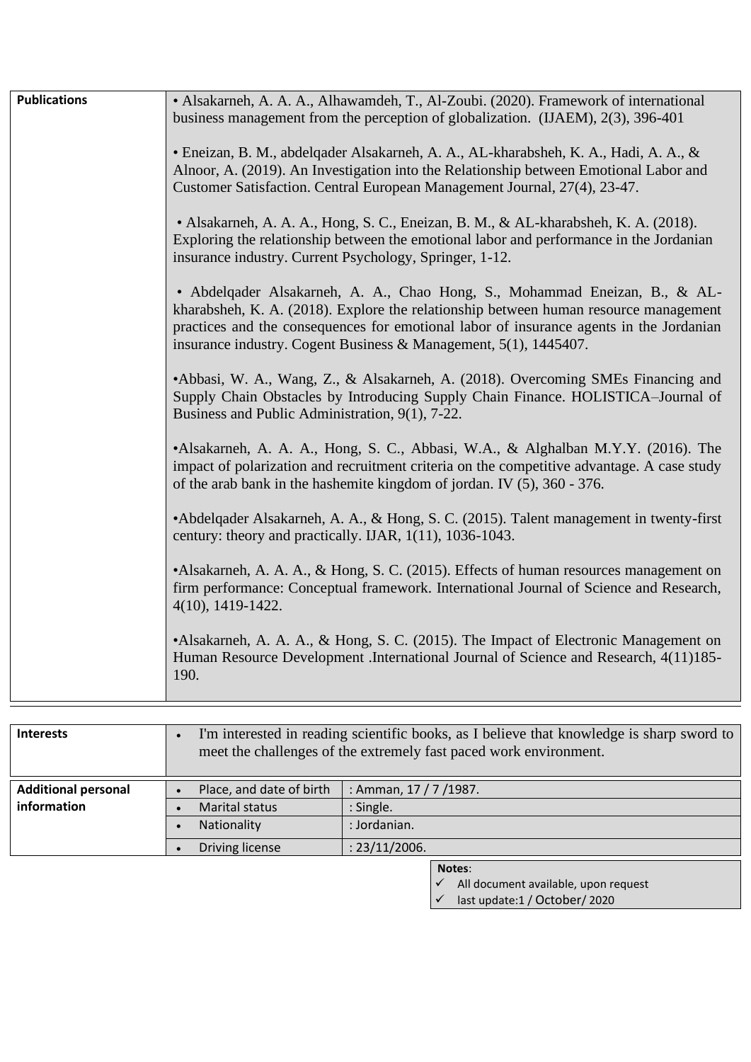| | |
|---|---|
| **Publications** | • Alsakarneh, A. A. A., Alhawamdeh, T., Al-Zoubi. (2020). Framework of international business management from the perception of globalization. (IJAEM), 2(3), 396-401<br><br>• Eneizan, B. M., abdelqader Alsakarneh, A. A., AL-kharabsheh, K. A., Hadi, A. A., & Alnoor, A. (2019). An Investigation into the Relationship between Emotional Labor and Customer Satisfaction. Central European Management Journal, 27(4), 23-47.<br><br>• Alsakarneh, A. A. A., Hong, S. C., Eneizan, B. M., & AL-kharabsheh, K. A. (2018). Exploring the relationship between the emotional labor and performance in the Jordanian insurance industry. Current Psychology, Springer, 1-12.<br><br>• Abdelqader Alsakarneh, A. A., Chao Hong, S., Mohammad Eneizan, B., & AL-kharabsheh, K. A. (2018). Explore the relationship between human resource management practices and the consequences for emotional labor of insurance agents in the Jordanian insurance industry. Cogent Business & Management, 5(1), 1445407.<br><br>•Abbasi, W. A., Wang, Z., & Alsakarneh, A. (2018). Overcoming SMEs Financing and Supply Chain Obstacles by Introducing Supply Chain Finance. HOLISTICA–Journal of Business and Public Administration, 9(1), 7-22.<br><br>•Alsakarneh, A. A. A., Hong, S. C., Abbasi, W.A., & Alghalban M.Y.Y. (2016). The impact of polarization and recruitment criteria on the competitive advantage. A case study of the arab bank in the hashemite kingdom of jordan. IV (5), 360 - 376.<br><br>•Abdelqader Alsakarneh, A. A., & Hong, S. C. (2015). Talent management in twenty-first century: theory and practically. IJAR, 1(11), 1036-1043.<br><br>•Alsakarneh, A. A. A., & Hong, S. C. (2015). Effects of human resources management on firm performance: Conceptual framework. International Journal of Science and Research, 4(10), 1419-1422.<br><br>•Alsakarneh, A. A. A., & Hong, S. C. (2015). The Impact of Electronic Management on Human Resource Development .International Journal of Science and Research, 4(11)185-190. |

| | |
|---|---|
| **Interests** | • I'm interested in reading scientific books, as I believe that knowledge is sharp sword to meet the challenges of the extremely fast paced work environment. |

| | | |
|---|---|---|
| **Additional personal information** | • Place, and date of birth | : Amman, 17 / 7 /1987. |
| | • Marital status | : Single. |
| | • Nationality | : Jordanian. |
| | • Driving license | : 23/11/2006. |

**Notes**:
- ✓ All document available, upon request
- ✓ last update:1 / October/ 2020